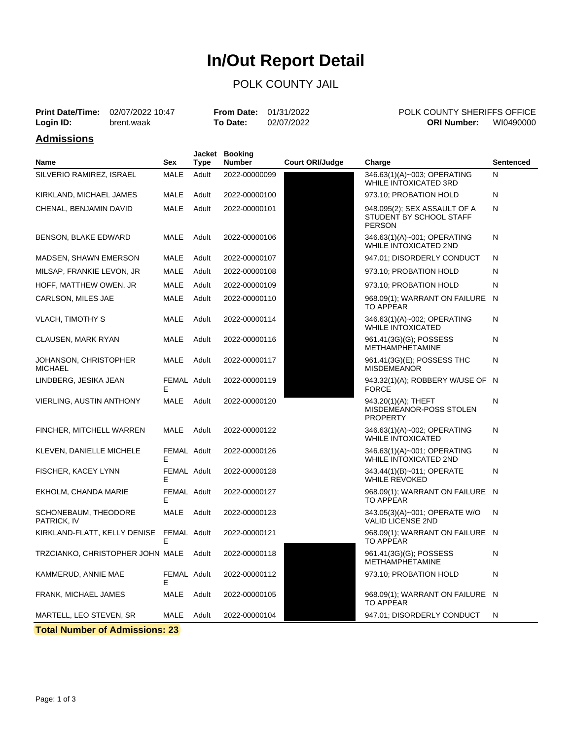# In/Out Report Detail

## POLK COUNTY JAIL

**Print Date/Time:** 02/07/2022 10:47 **From Date:** 01/31/2022 POLK COUNTY SHERIFFS OFFICE
**Login ID:** brent.waak **To Date:** 02/07/2022 **ORI Number:** WI0490000

## Admissions

| Name | Sex | Jacket Type | Booking Number | Court ORI/Judge | Charge | Sentenced |
|---|---|---|---|---|---|---|
| SILVERIO RAMIREZ, ISRAEL | MALE | Adult | 2022-00000099 | | 346.63(1)(A)~003; OPERATING WHILE INTOXICATED 3RD | N |
| KIRKLAND, MICHAEL JAMES | MALE | Adult | 2022-00000100 | | 973.10; PROBATION HOLD | N |
| CHENAL, BENJAMIN DAVID | MALE | Adult | 2022-00000101 | | 948.095(2); SEX ASSAULT OF A STUDENT BY SCHOOL STAFF PERSON | N |
| BENSON, BLAKE EDWARD | MALE | Adult | 2022-00000106 | | 346.63(1)(A)~001; OPERATING WHILE INTOXICATED 2ND | N |
| MADSEN, SHAWN EMERSON | MALE | Adult | 2022-00000107 | | 947.01; DISORDERLY CONDUCT | N |
| MILSAP, FRANKIE LEVON, JR | MALE | Adult | 2022-00000108 | | 973.10; PROBATION HOLD | N |
| HOFF, MATTHEW OWEN, JR | MALE | Adult | 2022-00000109 | | 973.10; PROBATION HOLD | N |
| CARLSON, MILES JAE | MALE | Adult | 2022-00000110 | | 968.09(1); WARRANT ON FAILURE TO APPEAR | N |
| VLACH, TIMOTHY S | MALE | Adult | 2022-00000114 | | 346.63(1)(A)~002; OPERATING WHILE INTOXICATED | N |
| CLAUSEN, MARK RYAN | MALE | Adult | 2022-00000116 | | 961.41(3G)(G); POSSESS METHAMPHETAMINE | N |
| JOHANSON, CHRISTOPHER MICHAEL | MALE | Adult | 2022-00000117 | | 961.41(3G)(E); POSSESS THC MISDEMEANOR | N |
| LINDBERG, JESIKA JEAN | FEMALE | Adult | 2022-00000119 | | 943.32(1)(A); ROBBERY W/USE OF FORCE | N |
| VIERLING, AUSTIN ANTHONY | MALE | Adult | 2022-00000120 | | 943.20(1)(A); THEFT MISDEMEANOR-POSS STOLEN PROPERTY | N |
| FINCHER, MITCHELL WARREN | MALE | Adult | 2022-00000122 | | 346.63(1)(A)~002; OPERATING WHILE INTOXICATED | N |
| KLEVEN, DANIELLE MICHELE | FEMALE | Adult | 2022-00000126 | | 346.63(1)(A)~001; OPERATING WHILE INTOXICATED 2ND | N |
| FISCHER, KACEY LYNN | FEMALE | Adult | 2022-00000128 | | 343.44(1)(B)~011; OPERATE WHILE REVOKED | N |
| EKHOLM, CHANDA MARIE | FEMALE | Adult | 2022-00000127 | | 968.09(1); WARRANT ON FAILURE TO APPEAR | N |
| SCHONEBAUM, THEODORE PATRICK, IV | MALE | Adult | 2022-00000123 | | 343.05(3)(A)~001; OPERATE W/O VALID LICENSE 2ND | N |
| KIRKLAND-FLATT, KELLY DENISE | FEMALE | Adult | 2022-00000121 | | 968.09(1); WARRANT ON FAILURE TO APPEAR | N |
| TRZCIANKO, CHRISTOPHER JOHN | MALE | Adult | 2022-00000118 | | 961.41(3G)(G); POSSESS METHAMPHETAMINE | N |
| KAMMERUD, ANNIE MAE | FEMALE | Adult | 2022-00000112 | | 973.10; PROBATION HOLD | N |
| FRANK, MICHAEL JAMES | MALE | Adult | 2022-00000105 | | 968.09(1); WARRANT ON FAILURE TO APPEAR | N |
| MARTELL, LEO STEVEN, SR | MALE | Adult | 2022-00000104 | | 947.01; DISORDERLY CONDUCT | N |

**Total Number of Admissions: 23**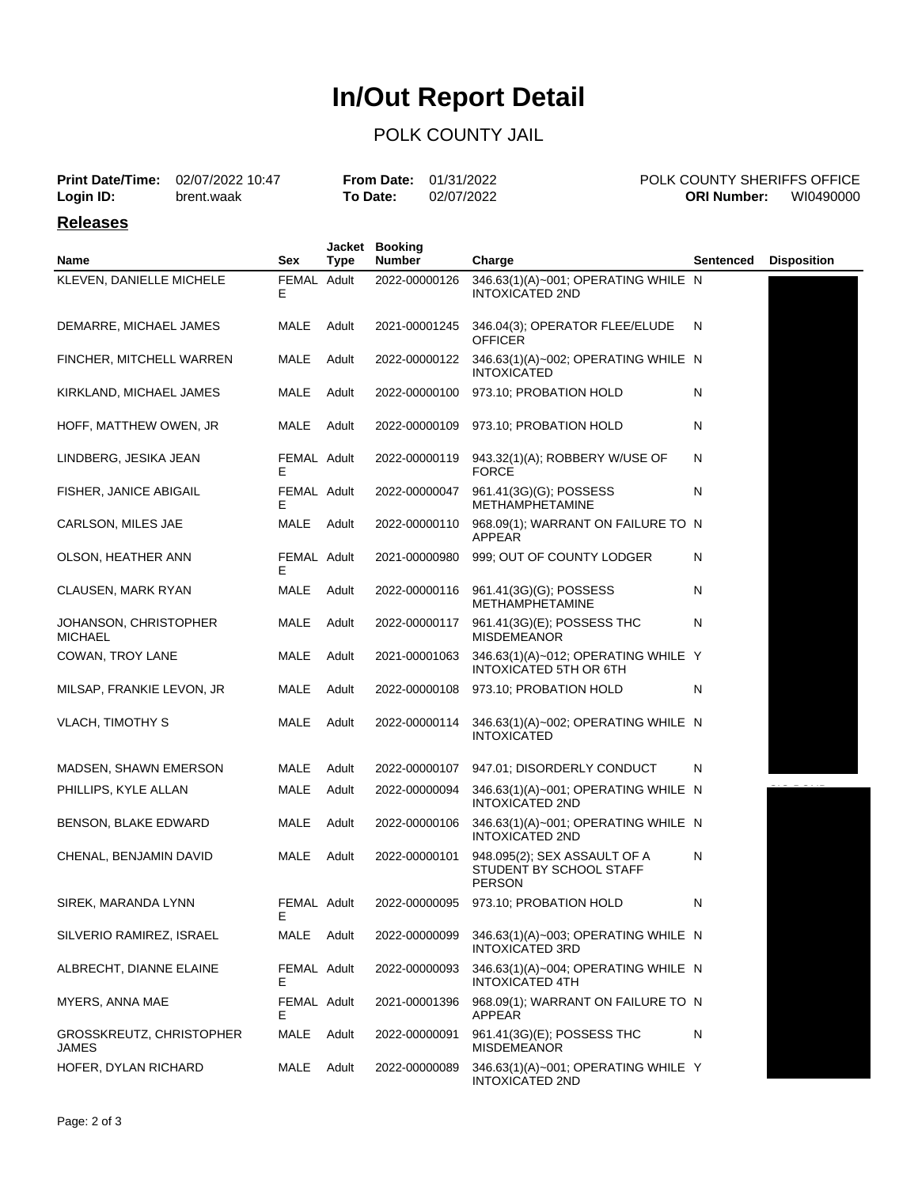# In/Out Report Detail

POLK COUNTY JAIL

**Print Date/Time:** 02/07/2022 10:47
**Login ID:** brent.waak

**From Date:** 01/31/2022
**To Date:** 02/07/2022

POLK COUNTY SHERIFFS OFFICE
**ORI Number:** WI0490000

## Releases

| Name | Sex | Jacket Type | Booking Number | Charge | Sentenced | Disposition |
|---|---|---|---|---|---|---|
| KLEVEN, DANIELLE MICHELE | FEMALE | Adult | 2022-00000126 | 346.63(1)(A)~001; OPERATING WHILE INTOXICATED 2ND | N | |
| DEMARRE, MICHAEL JAMES | MALE | Adult | 2021-00001245 | 346.04(3); OPERATOR FLEE/ELUDE OFFICER | N | |
| FINCHER, MITCHELL WARREN | MALE | Adult | 2022-00000122 | 346.63(1)(A)~002; OPERATING WHILE INTOXICATED | N | |
| KIRKLAND, MICHAEL JAMES | MALE | Adult | 2022-00000100 | 973.10; PROBATION HOLD | N | |
| HOFF, MATTHEW OWEN, JR | MALE | Adult | 2022-00000109 | 973.10; PROBATION HOLD | N | |
| LINDBERG, JESIKA JEAN | FEMALE | Adult | 2022-00000119 | 943.32(1)(A); ROBBERY W/USE OF FORCE | N | |
| FISHER, JANICE ABIGAIL | FEMALE | Adult | 2022-00000047 | 961.41(3G)(G); POSSESS METHAMPHETAMINE | N | |
| CARLSON, MILES JAE | MALE | Adult | 2022-00000110 | 968.09(1); WARRANT ON FAILURE TO APPEAR | N | |
| OLSON, HEATHER ANN | FEMALE | Adult | 2021-00000980 | 999; OUT OF COUNTY LODGER | N | |
| CLAUSEN, MARK RYAN | MALE | Adult | 2022-00000116 | 961.41(3G)(G); POSSESS METHAMPHETAMINE | N | |
| JOHANSON, CHRISTOPHER MICHAEL | MALE | Adult | 2022-00000117 | 961.41(3G)(E); POSSESS THC MISDEMEANOR | N | |
| COWAN, TROY LANE | MALE | Adult | 2021-00001063 | 346.63(1)(A)~012; OPERATING WHILE INTOXICATED 5TH OR 6TH | Y | |
| MILSAP, FRANKIE LEVON, JR | MALE | Adult | 2022-00000108 | 973.10; PROBATION HOLD | N | |
| VLACH, TIMOTHY S | MALE | Adult | 2022-00000114 | 346.63(1)(A)~002; OPERATING WHILE INTOXICATED | N | |
| MADSEN, SHAWN EMERSON | MALE | Adult | 2022-00000107 | 947.01; DISORDERLY CONDUCT | N | |
| PHILLIPS, KYLE ALLAN | MALE | Adult | 2022-00000094 | 346.63(1)(A)~001; OPERATING WHILE INTOXICATED 2ND | N | |
| BENSON, BLAKE EDWARD | MALE | Adult | 2022-00000106 | 346.63(1)(A)~001; OPERATING WHILE INTOXICATED 2ND | N | |
| CHENAL, BENJAMIN DAVID | MALE | Adult | 2022-00000101 | 948.095(2); SEX ASSAULT OF A STUDENT BY SCHOOL STAFF PERSON | N | |
| SIREK, MARANDA LYNN | FEMALE | Adult | 2022-00000095 | 973.10; PROBATION HOLD | N | |
| SILVERIO RAMIREZ, ISRAEL | MALE | Adult | 2022-00000099 | 346.63(1)(A)~003; OPERATING WHILE INTOXICATED 3RD | N | |
| ALBRECHT, DIANNE ELAINE | FEMALE | Adult | 2022-00000093 | 346.63(1)(A)~004; OPERATING WHILE INTOXICATED 4TH | N | |
| MYERS, ANNA MAE | FEMALE | Adult | 2021-00001396 | 968.09(1); WARRANT ON FAILURE TO APPEAR | N | |
| GROSSKREUTZ, CHRISTOPHER JAMES | MALE | Adult | 2022-00000091 | 961.41(3G)(E); POSSESS THC MISDEMEANOR | N | |
| HOFER, DYLAN RICHARD | MALE | Adult | 2022-00000089 | 346.63(1)(A)~001; OPERATING WHILE INTOXICATED 2ND | Y | |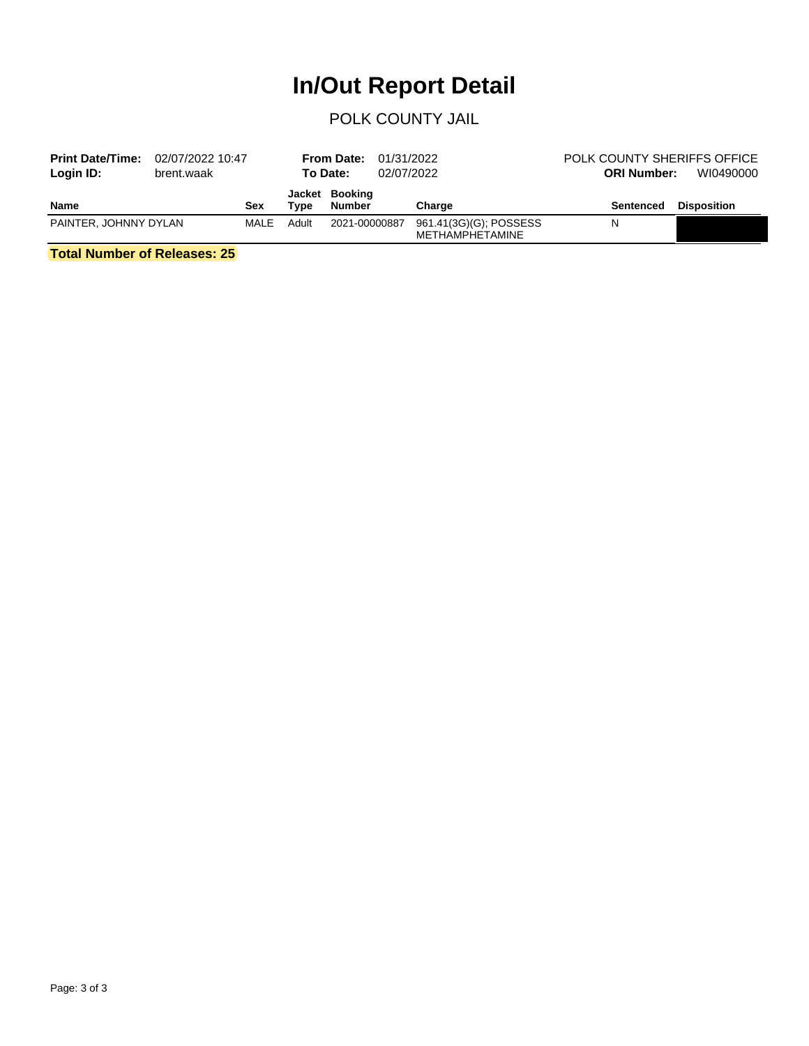# In/Out Report Detail

POLK COUNTY JAIL

| | | | | | |
|---|---|---|---|---|---|
| **Print Date/Time:** | 02/07/2022 10:47 | **From Date:** | 01/31/2022 | POLK COUNTY SHERIFFS OFFICE | |
| **Login ID:** | brent.waak | **To Date:** | 02/07/2022 | **ORI Number:** | WI0490000 |

| Name | Sex | Jacket Type | Booking Number | Charge | Sentenced | Disposition |
|---|---|---|---|---|---|---|
| PAINTER, JOHNNY DYLAN | MALE | Adult | 2021-00000887 | 961.41(3G)(G); POSSESS METHAMPHETAMINE | N | |

**Total Number of Releases: 25**